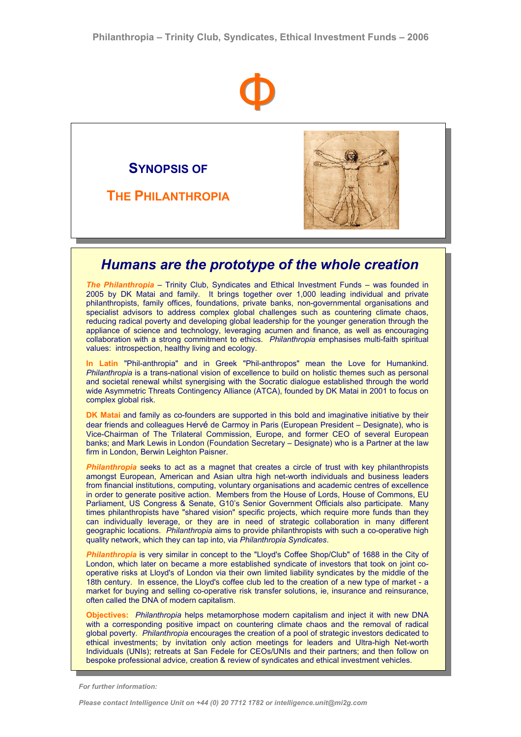# Philanthropia – Trinity Club, Syndicates, Ethical Investment Funds – 2006

Φ

## SYNOPSIS OF

## THE PHILANTHROPIA

## *Humans are the prototype of the whole creation*

***The Philanthropia*** – Trinity Club, Syndicates and Ethical Investment Funds – was founded in 2005 by DK Matai and family. It brings together over 1,000 leading individual and private philanthropists, family offices, foundations, private banks, non-governmental organisations and specialist advisors to address complex global challenges such as countering climate chaos, reducing radical poverty and developing global leadership for the younger generation through the appliance of science and technology, leveraging acumen and finance, as well as encouraging collaboration with a strong commitment to ethics. *Philanthropia* emphasises multi-faith spiritual values: introspection, healthy living and ecology.

**In Latin** "Phil-anthropia" and in Greek "Phil-anthropos" mean the Love for Humankind. *Philanthropia* is a trans-national vision of excellence to build on holistic themes such as personal and societal renewal whilst synergising with the Socratic dialogue established through the world wide Asymmetric Threats Contingency Alliance (ATCA), founded by DK Matai in 2001 to focus on complex global risk.

**DK Matai** and family as co-founders are supported in this bold and imaginative initiative by their dear friends and colleagues Hervé de Carmoy in Paris (European President – Designate), who is Vice-Chairman of The Trilateral Commission, Europe, and former CEO of several European banks; and Mark Lewis in London (Foundation Secretary – Designate) who is a Partner at the law firm in London, Berwin Leighton Paisner.

***Philanthropia*** seeks to act as a magnet that creates a circle of trust with key philanthropists amongst European, American and Asian ultra high net-worth individuals and business leaders from financial institutions, computing, voluntary organisations and academic centres of excellence in order to generate positive action. Members from the House of Lords, House of Commons, EU Parliament, US Congress & Senate, G10's Senior Government Officials also participate. Many times philanthropists have "shared vision" specific projects, which require more funds than they can individually leverage, or they are in need of strategic collaboration in many different geographic locations. *Philanthropia* aims to provide philanthropists with such a co-operative high quality network, which they can tap into, via *Philanthropia Syndicates*.

***Philanthropia*** is very similar in concept to the "Lloyd's Coffee Shop/Club" of 1688 in the City of London, which later on became a more established syndicate of investors that took on joint co-operative risks at Lloyd's of London via their own limited liability syndicates by the middle of the 18th century. In essence, the Lloyd's coffee club led to the creation of a new type of market - a market for buying and selling co-operative risk transfer solutions, ie, insurance and reinsurance, often called the DNA of modern capitalism.

**Objectives:** *Philanthropia* helps metamorphose modern capitalism and inject it with new DNA with a corresponding positive impact on countering climate chaos and the removal of radical global poverty. *Philanthropia* encourages the creation of a pool of strategic investors dedicated to ethical investments; by invitation only action meetings for leaders and Ultra-high Net-worth Individuals (UNIs); retreats at San Fedele for CEOs/UNIs and their partners; and then follow on bespoke professional advice, creation & review of syndicates and ethical investment vehicles.

*For further information:*

*Please contact Intelligence Unit on +44 (0) 20 7712 1782 or intelligence.unit@mi2g.com*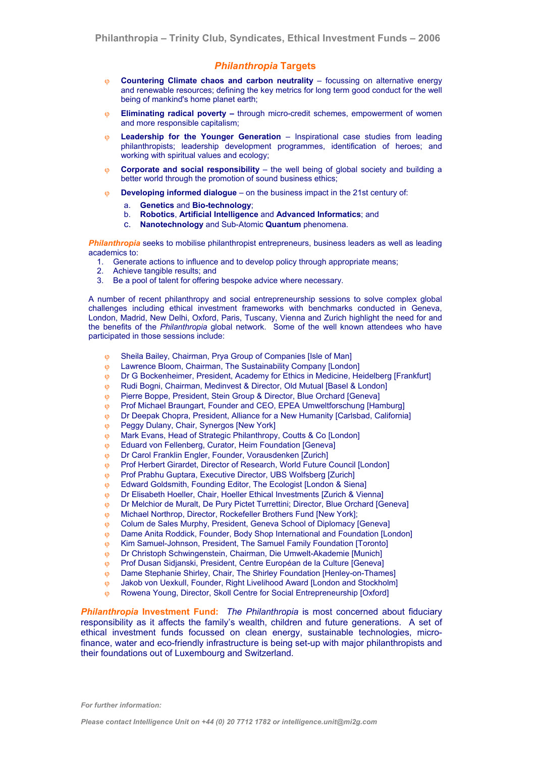## *Philanthropia* Targets

- **Countering Climate chaos and carbon neutrality** – focussing on alternative energy and renewable resources; defining the key metrics for long term good conduct for the well being of mankind's home planet earth;
- **Eliminating radical poverty –** through micro-credit schemes, empowerment of women and more responsible capitalism;
- **Leadership for the Younger Generation** – Inspirational case studies from leading philanthropists; leadership development programmes, identification of heroes; and working with spiritual values and ecology;
- **Corporate and social responsibility** – the well being of global society and building a better world through the promotion of sound business ethics;
- **Developing informed dialogue** – on the business impact in the 21st century of:
  a. **Genetics** and **Bio-technology**;
  b. **Robotics**, **Artificial Intelligence** and **Advanced Informatics**; and
  c. **Nanotechnology** and Sub-Atomic **Quantum** phenomena.

***Philanthropia*** seeks to mobilise philanthropist entrepreneurs, business leaders as well as leading academics to:

1. Generate actions to influence and to develop policy through appropriate means;
2. Achieve tangible results; and
3. Be a pool of talent for offering bespoke advice where necessary.

A number of recent philanthropy and social entrepreneurship sessions to solve complex global challenges including ethical investment frameworks with benchmarks conducted in Geneva, London, Madrid, New Delhi, Oxford, Paris, Tuscany, Vienna and Zurich highlight the need for and the benefits of the *Philanthropia* global network. Some of the well known attendees who have participated in those sessions include:

- Sheila Bailey, Chairman, Prya Group of Companies [Isle of Man]
- Lawrence Bloom, Chairman, The Sustainability Company [London]
- Dr G Bockenheimer, President, Academy for Ethics in Medicine, Heidelberg [Frankfurt]
- Rudi Bogni, Chairman, Medinvest & Director, Old Mutual [Basel & London]
- Pierre Boppe, President, Stein Group & Director, Blue Orchard [Geneva]
- Prof Michael Braungart, Founder and CEO, EPEA Umweltforschung [Hamburg]
- Dr Deepak Chopra, President, Alliance for a New Humanity [Carlsbad, California]
- Peggy Dulany, Chair, Synergos [New York]
- Mark Evans, Head of Strategic Philanthropy, Coutts & Co [London]
- Eduard von Fellenberg, Curator, Heim Foundation [Geneva]
- Dr Carol Franklin Engler, Founder, Vorausdenken [Zurich]
- Prof Herbert Girardet, Director of Research, World Future Council [London]
- Prof Prabhu Guptara, Executive Director, UBS Wolfsberg [Zurich]
- Edward Goldsmith, Founding Editor, The Ecologist [London & Siena]
- Dr Elisabeth Hoeller, Chair, Hoeller Ethical Investments [Zurich & Vienna]
- Dr Melchior de Muralt, De Pury Pictet Turrettini; Director, Blue Orchard [Geneva]
- Michael Northrop, Director, Rockefeller Brothers Fund [New York];
- Colum de Sales Murphy, President, Geneva School of Diplomacy [Geneva]
- Dame Anita Roddick, Founder, Body Shop International and Foundation [London]
- Kim Samuel-Johnson, President, The Samuel Family Foundation [Toronto]
- Dr Christoph Schwingenstein, Chairman, Die Umwelt-Akademie [Munich]
- Prof Dusan Sidjanski, President, Centre Européan de la Culture [Geneva]
- Dame Stephanie Shirley, Chair, The Shirley Foundation [Henley-on-Thames]
- Jakob von Uexkull, Founder, Right Livelihood Award [London and Stockholm]
- Rowena Young, Director, Skoll Centre for Social Entrepreneurship [Oxford]

***Philanthropia* Investment Fund:** *The Philanthropia* is most concerned about fiduciary responsibility as it affects the family's wealth, children and future generations. A set of ethical investment funds focussed on clean energy, sustainable technologies, micro-finance, water and eco-friendly infrastructure is being set-up with major philanthropists and their foundations out of Luxembourg and Switzerland.

***For further information:***

***Please contact Intelligence Unit on +44 (0) 20 7712 1782 or intelligence.unit@mi2g.com***